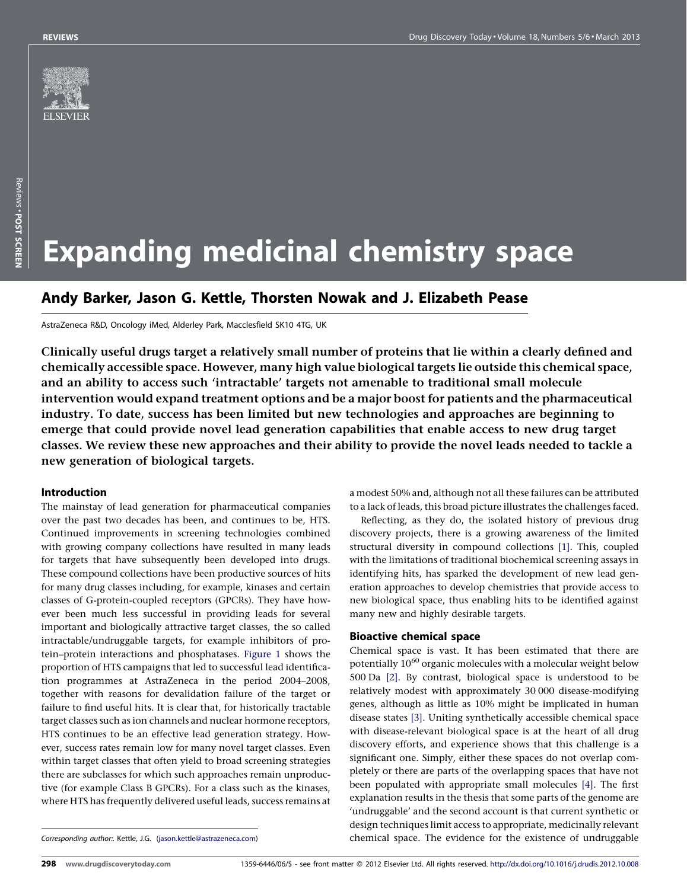# Expanding medicinal chemistry space

## Andy Barker, Jason G. Kettle, Thorsten Nowak and J. Elizabeth Pease

AstraZeneca R&D, Oncology iMed, Alderley Park, Macclesfield SK10 4TG, UK

**Clinically useful drugs target a relatively small number of proteins that lie within a clearly defined and chemically accessible space. However, many high value biological targets lie outside this chemical space, and an ability to access such 'intractable' targets not amenable to traditional small molecule intervention would expand treatment options and be a major boost for patients and the pharmaceutical industry. To date, success has been limited but new technologies and approaches are beginning to emerge that could provide novel lead generation capabilities that enable access to new drug target classes. We review these new approaches and their ability to provide the novel leads needed to tackle a new generation of biological targets.**

### Introduction

The mainstay of lead generation for pharmaceutical companies over the past two decades has been, and continues to be, HTS. Continued improvements in screening technologies combined with growing company collections have resulted in many leads for targets that have subsequently been developed into drugs. These compound collections have been productive sources of hits for many drug classes including, for example, kinases and certain classes of G-protein-coupled receptors (GPCRs). They have however been much less successful in providing leads for several important and biologically attractive target classes, the so called intractable/undruggable targets, for example inhibitors of protein–protein interactions and phosphatases. Figure 1 shows the proportion of HTS campaigns that led to successful lead identification programmes at AstraZeneca in the period 2004–2008, together with reasons for devalidation failure of the target or failure to find useful hits. It is clear that, for historically tractable target classes such as ion channels and nuclear hormone receptors, HTS continues to be an effective lead generation strategy. However, success rates remain low for many novel target classes. Even within target classes that often yield to broad screening strategies there are subclasses for which such approaches remain unproductive (for example Class B GPCRs). For a class such as the kinases, where HTS has frequently delivered useful leads, success remains at a modest 50% and, although not all these failures can be attributed to a lack of leads, this broad picture illustrates the challenges faced.

Reflecting, as they do, the isolated history of previous drug discovery projects, there is a growing awareness of the limited structural diversity in compound collections [1]. This, coupled with the limitations of traditional biochemical screening assays in identifying hits, has sparked the development of new lead generation approaches to develop chemistries that provide access to new biological space, thus enabling hits to be identified against many new and highly desirable targets.

### Bioactive chemical space

Chemical space is vast. It has been estimated that there are potentially $10^{60}$ organic molecules with a molecular weight below 500 Da [2]. By contrast, biological space is understood to be relatively modest with approximately 30 000 disease-modifying genes, although as little as 10% might be implicated in human disease states [3]. Uniting synthetically accessible chemical space with disease-relevant biological space is at the heart of all drug discovery efforts, and experience shows that this challenge is a significant one. Simply, either these spaces do not overlap completely or there are parts of the overlapping spaces that have not been populated with appropriate small molecules [4]. The first explanation results in the thesis that some parts of the genome are 'undruggable' and the second account is that current synthetic or design techniques limit access to appropriate, medicinally relevant chemical space. The evidence for the existence of undruggable

Corresponding author:. Kettle, J.G. (jason.kettle@astrazeneca.com)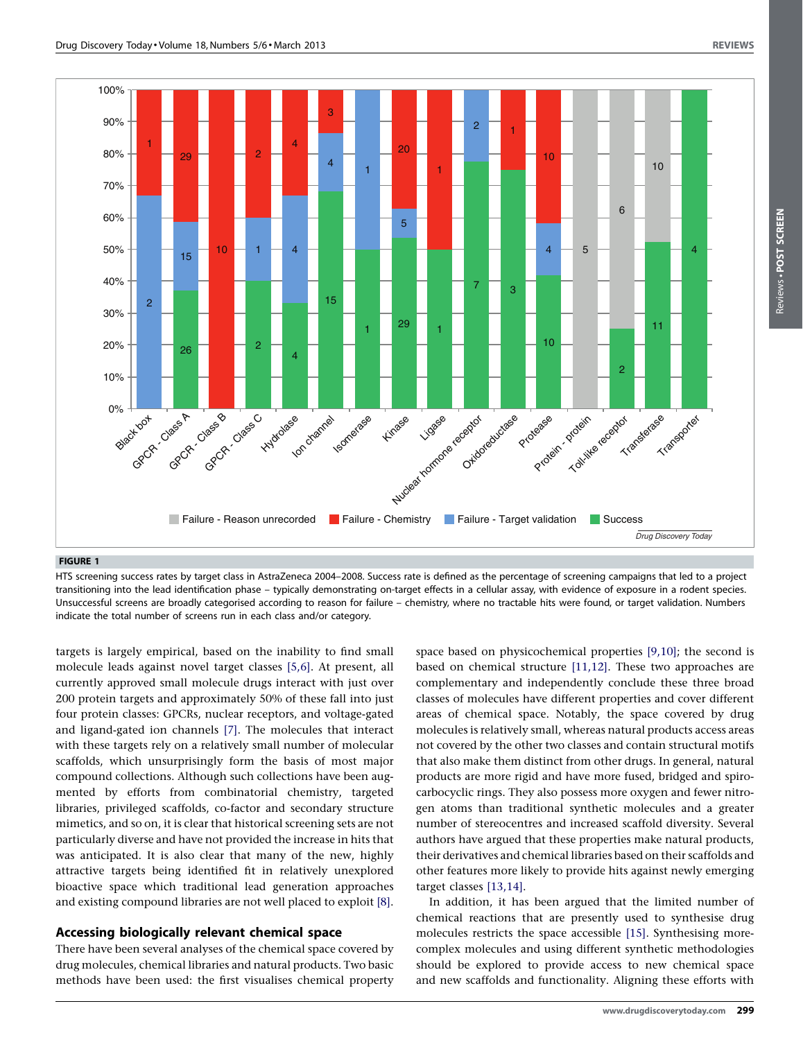**FIGURE 1**

HTS screening success rates by target class in AstraZeneca 2004–2008. Success rate is defined as the percentage of screening campaigns that led to a project transitioning into the lead identification phase – typically demonstrating on-target effects in a cellular assay, with evidence of exposure in a rodent species. Unsuccessful screens are broadly categorised according to reason for failure – chemistry, where no tractable hits were found, or target validation. Numbers indicate the total number of screens run in each class and/or category.

targets is largely empirical, based on the inability to find small molecule leads against novel target classes [5,6]. At present, all currently approved small molecule drugs interact with just over 200 protein targets and approximately 50% of these fall into just four protein classes: GPCRs, nuclear receptors, and voltage-gated and ligand-gated ion channels [7]. The molecules that interact with these targets rely on a relatively small number of molecular scaffolds, which unsurprisingly form the basis of most major compound collections. Although such collections have been augmented by efforts from combinatorial chemistry, targeted libraries, privileged scaffolds, co-factor and secondary structure mimetics, and so on, it is clear that historical screening sets are not particularly diverse and have not provided the increase in hits that was anticipated. It is also clear that many of the new, highly attractive targets being identified fit in relatively unexplored bioactive space which traditional lead generation approaches and existing compound libraries are not well placed to exploit [8].

## Accessing biologically relevant chemical space

There have been several analyses of the chemical space covered by drug molecules, chemical libraries and natural products. Two basic methods have been used: the first visualises chemical property space based on physicochemical properties [9,10]; the second is based on chemical structure [11,12]. These two approaches are complementary and independently conclude these three broad classes of molecules have different properties and cover different areas of chemical space. Notably, the space covered by drug molecules is relatively small, whereas natural products access areas not covered by the other two classes and contain structural motifs that also make them distinct from other drugs. In general, natural products are more rigid and have more fused, bridged and spiro-carbocyclic rings. They also possess more oxygen and fewer nitrogen atoms than traditional synthetic molecules and a greater number of stereocentres and increased scaffold diversity. Several authors have argued that these properties make natural products, their derivatives and chemical libraries based on their scaffolds and other features more likely to provide hits against newly emerging target classes [13,14].

In addition, it has been argued that the limited number of chemical reactions that are presently used to synthesise drug molecules restricts the space accessible [15]. Synthesising more-complex molecules and using different synthetic methodologies should be explored to provide access to new chemical space and new scaffolds and functionality. Aligning these efforts with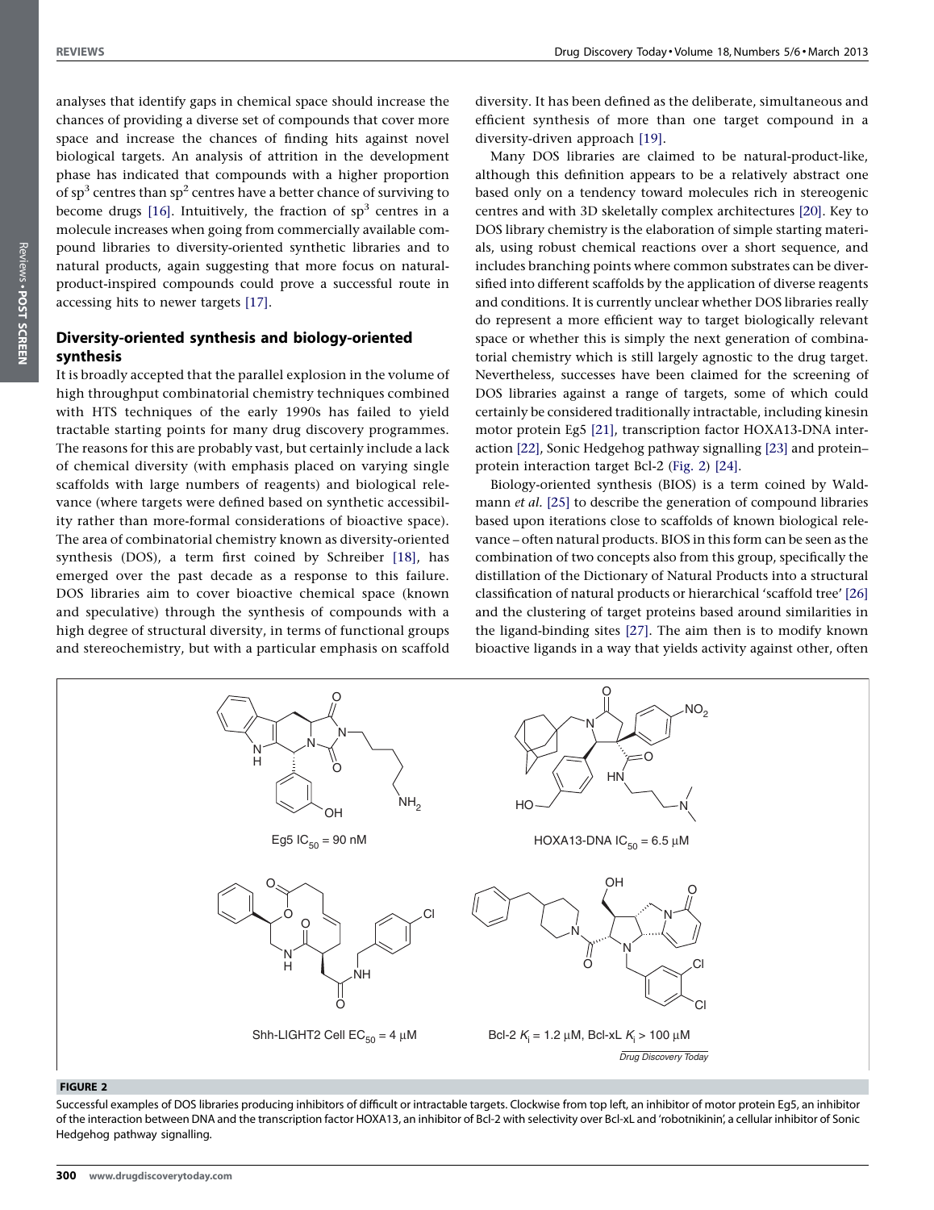analyses that identify gaps in chemical space should increase the chances of providing a diverse set of compounds that cover more space and increase the chances of finding hits against novel biological targets. An analysis of attrition in the development phase has indicated that compounds with a higher proportion of $sp^3$ centres than $sp^2$ centres have a better chance of surviving to become drugs [16]. Intuitively, the fraction of $sp^3$ centres in a molecule increases when going from commercially available compound libraries to diversity-oriented synthetic libraries and to natural products, again suggesting that more focus on natural-product-inspired compounds could prove a successful route in accessing hits to newer targets [17].

## Diversity-oriented synthesis and biology-oriented synthesis

It is broadly accepted that the parallel explosion in the volume of high throughput combinatorial chemistry techniques combined with HTS techniques of the early 1990s has failed to yield tractable starting points for many drug discovery programmes. The reasons for this are probably vast, but certainly include a lack of chemical diversity (with emphasis placed on varying single scaffolds with large numbers of reagents) and biological relevance (where targets were defined based on synthetic accessibility rather than more-formal considerations of bioactive space). The area of combinatorial chemistry known as diversity-oriented synthesis (DOS), a term first coined by Schreiber [18], has emerged over the past decade as a response to this failure. DOS libraries aim to cover bioactive chemical space (known and speculative) through the synthesis of compounds with a high degree of structural diversity, in terms of functional groups and stereochemistry, but with a particular emphasis on scaffold diversity. It has been defined as the deliberate, simultaneous and efficient synthesis of more than one target compound in a diversity-driven approach [19].

Many DOS libraries are claimed to be natural-product-like, although this definition appears to be a relatively abstract one based only on a tendency toward molecules rich in stereogenic centres and with 3D skeletally complex architectures [20]. Key to DOS library chemistry is the elaboration of simple starting materials, using robust chemical reactions over a short sequence, and includes branching points where common substrates can be diversified into different scaffolds by the application of diverse reagents and conditions. It is currently unclear whether DOS libraries really do represent a more efficient way to target biologically relevant space or whether this is simply the next generation of combinatorial chemistry which is still largely agnostic to the drug target. Nevertheless, successes have been claimed for the screening of DOS libraries against a range of targets, some of which could certainly be considered traditionally intractable, including kinesin motor protein Eg5 [21], transcription factor HOXA13-DNA interaction [22], Sonic Hedgehog pathway signalling [23] and protein–protein interaction target Bcl-2 (Fig. 2) [24].

Biology-oriented synthesis (BIOS) is a term coined by Waldmann *et al.* [25] to describe the generation of compound libraries based upon iterations close to scaffolds of known biological relevance – often natural products. BIOS in this form can be seen as the combination of two concepts also from this group, specifically the distillation of the Dictionary of Natural Products into a structural classification of natural products or hierarchical 'scaffold tree' [26] and the clustering of target proteins based around similarities in the ligand-binding sites [27]. The aim then is to modify known bioactive ligands in a way that yields activity against other, often

Eg5 $IC_{50}$ = 90 nM

HOXA13-DNA $IC_{50}$ = 6.5 μM

Shh-LIGHT2 Cell $EC_{50}$ = 4 μM

Bcl-2 $K_i$ = 1.2 μM, Bcl-xL $K_i$ > 100 μM

**FIGURE 2**

Successful examples of DOS libraries producing inhibitors of difficult or intractable targets. Clockwise from top left, an inhibitor of motor protein Eg5, an inhibitor of the interaction between DNA and the transcription factor HOXA13, an inhibitor of Bcl-2 with selectivity over Bcl-xL and 'robotnikinin', a cellular inhibitor of Sonic Hedgehog pathway signalling.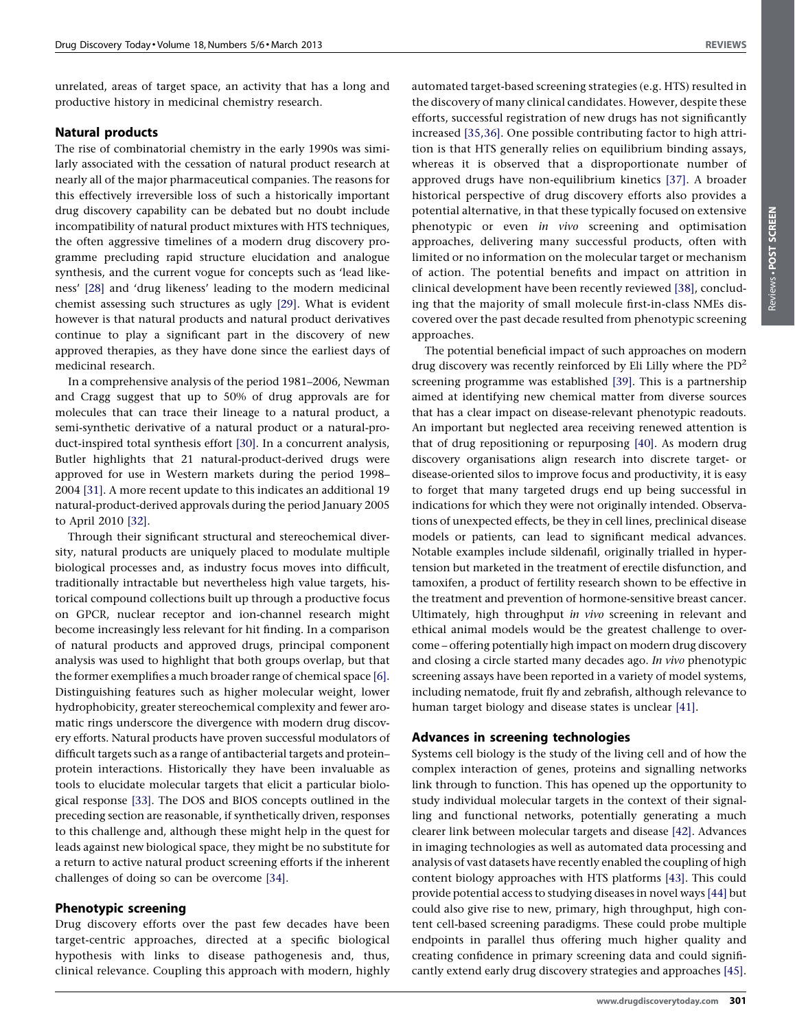unrelated, areas of target space, an activity that has a long and productive history in medicinal chemistry research.

## Natural products

The rise of combinatorial chemistry in the early 1990s was similarly associated with the cessation of natural product research at nearly all of the major pharmaceutical companies. The reasons for this effectively irreversible loss of such a historically important drug discovery capability can be debated but no doubt include incompatibility of natural product mixtures with HTS techniques, the often aggressive timelines of a modern drug discovery programme precluding rapid structure elucidation and analogue synthesis, and the current vogue for concepts such as 'lead likeness' [28] and 'drug likeness' leading to the modern medicinal chemist assessing such structures as ugly [29]. What is evident however is that natural products and natural product derivatives continue to play a significant part in the discovery of new approved therapies, as they have done since the earliest days of medicinal research.

In a comprehensive analysis of the period 1981–2006, Newman and Cragg suggest that up to 50% of drug approvals are for molecules that can trace their lineage to a natural product, a semi-synthetic derivative of a natural product or a natural-product-inspired total synthesis effort [30]. In a concurrent analysis, Butler highlights that 21 natural-product-derived drugs were approved for use in Western markets during the period 1998–2004 [31]. A more recent update to this indicates an additional 19 natural-product-derived approvals during the period January 2005 to April 2010 [32].

Through their significant structural and stereochemical diversity, natural products are uniquely placed to modulate multiple biological processes and, as industry focus moves into difficult, traditionally intractable but nevertheless high value targets, historical compound collections built up through a productive focus on GPCR, nuclear receptor and ion-channel research might become increasingly less relevant for hit finding. In a comparison of natural products and approved drugs, principal component analysis was used to highlight that both groups overlap, but that the former exemplifies a much broader range of chemical space [6]. Distinguishing features such as higher molecular weight, lower hydrophobicity, greater stereochemical complexity and fewer aromatic rings underscore the divergence with modern drug discovery efforts. Natural products have proven successful modulators of difficult targets such as a range of antibacterial targets and protein–protein interactions. Historically they have been invaluable as tools to elucidate molecular targets that elicit a particular biological response [33]. The DOS and BIOS concepts outlined in the preceding section are reasonable, if synthetically driven, responses to this challenge and, although these might help in the quest for leads against new biological space, they might be no substitute for a return to active natural product screening efforts if the inherent challenges of doing so can be overcome [34].

## Phenotypic screening

Drug discovery efforts over the past few decades have been target-centric approaches, directed at a specific biological hypothesis with links to disease pathogenesis and, thus, clinical relevance. Coupling this approach with modern, highly automated target-based screening strategies (e.g. HTS) resulted in the discovery of many clinical candidates. However, despite these efforts, successful registration of new drugs has not significantly increased [35,36]. One possible contributing factor to high attrition is that HTS generally relies on equilibrium binding assays, whereas it is observed that a disproportionate number of approved drugs have non-equilibrium kinetics [37]. A broader historical perspective of drug discovery efforts also provides a potential alternative, in that these typically focused on extensive phenotypic or even *in vivo* screening and optimisation approaches, delivering many successful products, often with limited or no information on the molecular target or mechanism of action. The potential benefits and impact on attrition in clinical development have been recently reviewed [38], concluding that the majority of small molecule first-in-class NMEs discovered over the past decade resulted from phenotypic screening approaches.

The potential beneficial impact of such approaches on modern drug discovery was recently reinforced by Eli Lilly where the $PD^2$ screening programme was established [39]. This is a partnership aimed at identifying new chemical matter from diverse sources that has a clear impact on disease-relevant phenotypic readouts. An important but neglected area receiving renewed attention is that of drug repositioning or repurposing [40]. As modern drug discovery organisations align research into discrete target- or disease-oriented silos to improve focus and productivity, it is easy to forget that many targeted drugs end up being successful in indications for which they were not originally intended. Observations of unexpected effects, be they in cell lines, preclinical disease models or patients, can lead to significant medical advances. Notable examples include sildenafil, originally trialled in hypertension but marketed in the treatment of erectile disfunction, and tamoxifen, a product of fertility research shown to be effective in the treatment and prevention of hormone-sensitive breast cancer. Ultimately, high throughput *in vivo* screening in relevant and ethical animal models would be the greatest challenge to overcome – offering potentially high impact on modern drug discovery and closing a circle started many decades ago. *In vivo* phenotypic screening assays have been reported in a variety of model systems, including nematode, fruit fly and zebrafish, although relevance to human target biology and disease states is unclear [41].

## Advances in screening technologies

Systems cell biology is the study of the living cell and of how the complex interaction of genes, proteins and signalling networks link through to function. This has opened up the opportunity to study individual molecular targets in the context of their signalling and functional networks, potentially generating a much clearer link between molecular targets and disease [42]. Advances in imaging technologies as well as automated data processing and analysis of vast datasets have recently enabled the coupling of high content biology approaches with HTS platforms [43]. This could provide potential access to studying diseases in novel ways [44] but could also give rise to new, primary, high throughput, high content cell-based screening paradigms. These could probe multiple endpoints in parallel thus offering much higher quality and creating confidence in primary screening data and could significantly extend early drug discovery strategies and approaches [45].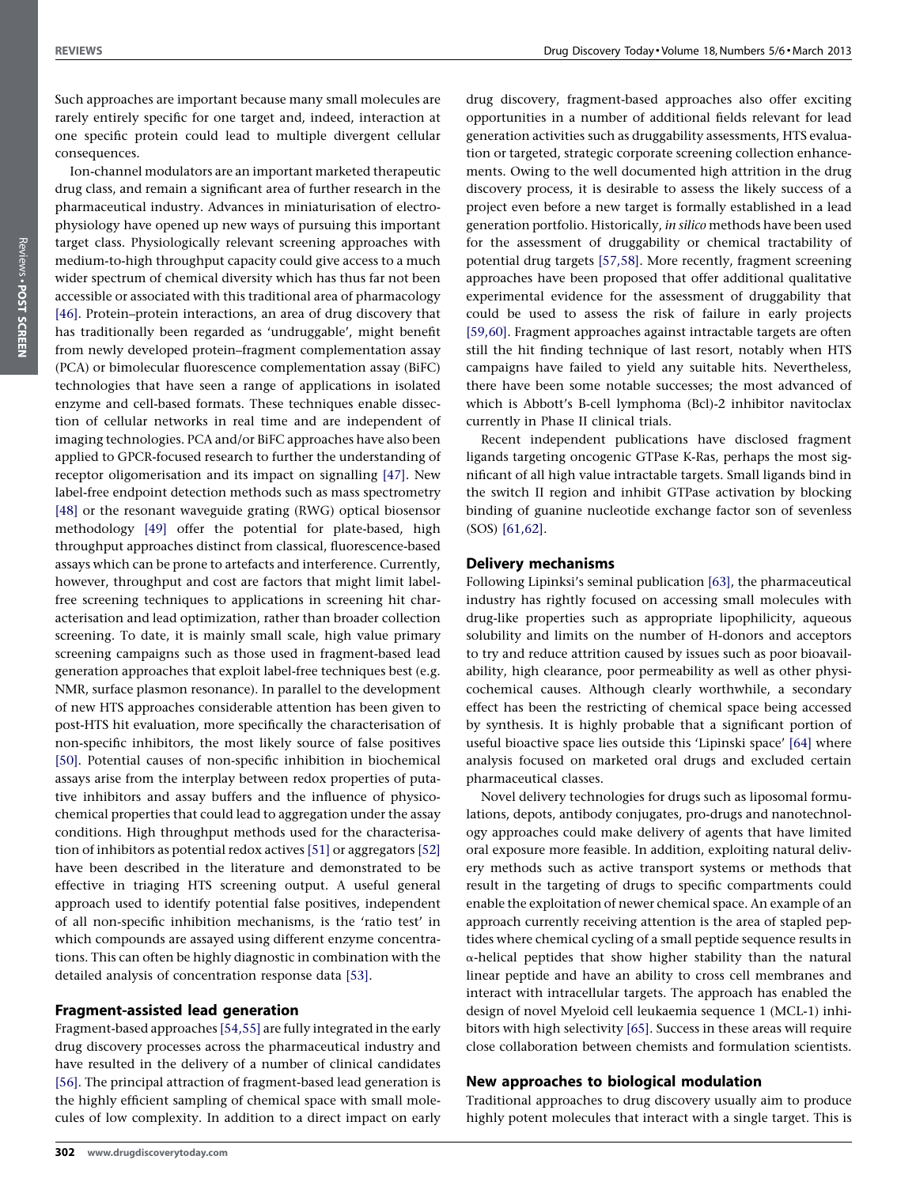Such approaches are important because many small molecules are rarely entirely specific for one target and, indeed, interaction at one specific protein could lead to multiple divergent cellular consequences.

Ion-channel modulators are an important marketed therapeutic drug class, and remain a significant area of further research in the pharmaceutical industry. Advances in miniaturisation of electrophysiology have opened up new ways of pursuing this important target class. Physiologically relevant screening approaches with medium-to-high throughput capacity could give access to a much wider spectrum of chemical diversity which has thus far not been accessible or associated with this traditional area of pharmacology [46]. Protein–protein interactions, an area of drug discovery that has traditionally been regarded as 'undruggable', might benefit from newly developed protein–fragment complementation assay (PCA) or bimolecular fluorescence complementation assay (BiFC) technologies that have seen a range of applications in isolated enzyme and cell-based formats. These techniques enable dissection of cellular networks in real time and are independent of imaging technologies. PCA and/or BiFC approaches have also been applied to GPCR-focused research to further the understanding of receptor oligomerisation and its impact on signalling [47]. New label-free endpoint detection methods such as mass spectrometry [48] or the resonant waveguide grating (RWG) optical biosensor methodology [49] offer the potential for plate-based, high throughput approaches distinct from classical, fluorescence-based assays which can be prone to artefacts and interference. Currently, however, throughput and cost are factors that might limit label-free screening techniques to applications in screening hit characterisation and lead optimization, rather than broader collection screening. To date, it is mainly small scale, high value primary screening campaigns such as those used in fragment-based lead generation approaches that exploit label-free techniques best (e.g. NMR, surface plasmon resonance). In parallel to the development of new HTS approaches considerable attention has been given to post-HTS hit evaluation, more specifically the characterisation of non-specific inhibitors, the most likely source of false positives [50]. Potential causes of non-specific inhibition in biochemical assays arise from the interplay between redox properties of putative inhibitors and assay buffers and the influence of physicochemical properties that could lead to aggregation under the assay conditions. High throughput methods used for the characterisation of inhibitors as potential redox actives [51] or aggregators [52] have been described in the literature and demonstrated to be effective in triaging HTS screening output. A useful general approach used to identify potential false positives, independent of all non-specific inhibition mechanisms, is the 'ratio test' in which compounds are assayed using different enzyme concentrations. This can often be highly diagnostic in combination with the detailed analysis of concentration response data [53].

## Fragment-assisted lead generation

Fragment-based approaches [54,55] are fully integrated in the early drug discovery processes across the pharmaceutical industry and have resulted in the delivery of a number of clinical candidates [56]. The principal attraction of fragment-based lead generation is the highly efficient sampling of chemical space with small molecules of low complexity. In addition to a direct impact on early drug discovery, fragment-based approaches also offer exciting opportunities in a number of additional fields relevant for lead generation activities such as druggability assessments, HTS evaluation or targeted, strategic corporate screening collection enhancements. Owing to the well documented high attrition in the drug discovery process, it is desirable to assess the likely success of a project even before a new target is formally established in a lead generation portfolio. Historically, *in silico* methods have been used for the assessment of druggability or chemical tractability of potential drug targets [57,58]. More recently, fragment screening approaches have been proposed that offer additional qualitative experimental evidence for the assessment of druggability that could be used to assess the risk of failure in early projects [59,60]. Fragment approaches against intractable targets are often still the hit finding technique of last resort, notably when HTS campaigns have failed to yield any suitable hits. Nevertheless, there have been some notable successes; the most advanced of which is Abbott's B-cell lymphoma (Bcl)-2 inhibitor navitoclax currently in Phase II clinical trials.

Recent independent publications have disclosed fragment ligands targeting oncogenic GTPase K-Ras, perhaps the most significant of all high value intractable targets. Small ligands bind in the switch II region and inhibit GTPase activation by blocking binding of guanine nucleotide exchange factor son of sevenless (SOS) [61,62].

## Delivery mechanisms

Following Lipinksi's seminal publication [63], the pharmaceutical industry has rightly focused on accessing small molecules with drug-like properties such as appropriate lipophilicity, aqueous solubility and limits on the number of H-donors and acceptors to try and reduce attrition caused by issues such as poor bioavailability, high clearance, poor permeability as well as other physicochemical causes. Although clearly worthwhile, a secondary effect has been the restricting of chemical space being accessed by synthesis. It is highly probable that a significant portion of useful bioactive space lies outside this 'Lipinski space' [64] where analysis focused on marketed oral drugs and excluded certain pharmaceutical classes.

Novel delivery technologies for drugs such as liposomal formulations, depots, antibody conjugates, pro-drugs and nanotechnology approaches could make delivery of agents that have limited oral exposure more feasible. In addition, exploiting natural delivery methods such as active transport systems or methods that result in the targeting of drugs to specific compartments could enable the exploitation of newer chemical space. An example of an approach currently receiving attention is the area of stapled peptides where chemical cycling of a small peptide sequence results in α-helical peptides that show higher stability than the natural linear peptide and have an ability to cross cell membranes and interact with intracellular targets. The approach has enabled the design of novel Myeloid cell leukaemia sequence 1 (MCL-1) inhibitors with high selectivity [65]. Success in these areas will require close collaboration between chemists and formulation scientists.

## New approaches to biological modulation

Traditional approaches to drug discovery usually aim to produce highly potent molecules that interact with a single target. This is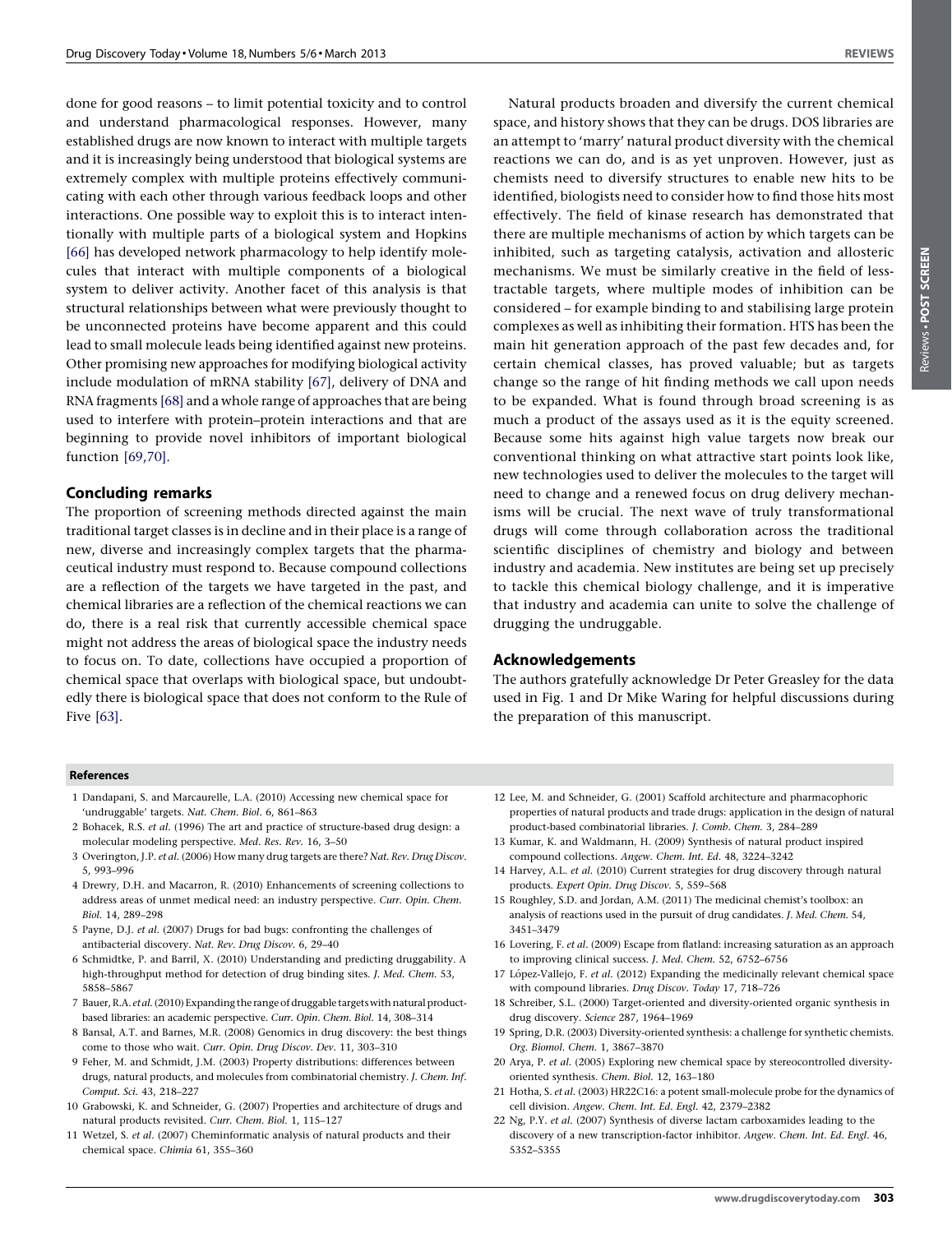done for good reasons – to limit potential toxicity and to control and understand pharmacological responses. However, many established drugs are now known to interact with multiple targets and it is increasingly being understood that biological systems are extremely complex with multiple proteins effectively communicating with each other through various feedback loops and other interactions. One possible way to exploit this is to interact intentionally with multiple parts of a biological system and Hopkins [66] has developed network pharmacology to help identify molecules that interact with multiple components of a biological system to deliver activity. Another facet of this analysis is that structural relationships between what were previously thought to be unconnected proteins have become apparent and this could lead to small molecule leads being identified against new proteins. Other promising new approaches for modifying biological activity include modulation of mRNA stability [67], delivery of DNA and RNA fragments [68] and a whole range of approaches that are being used to interfere with protein–protein interactions and that are beginning to provide novel inhibitors of important biological function [69,70].

## Concluding remarks

The proportion of screening methods directed against the main traditional target classes is in decline and in their place is a range of new, diverse and increasingly complex targets that the pharmaceutical industry must respond to. Because compound collections are a reflection of the targets we have targeted in the past, and chemical libraries are a reflection of the chemical reactions we can do, there is a real risk that currently accessible chemical space might not address the areas of biological space the industry needs to focus on. To date, collections have occupied a proportion of chemical space that overlaps with biological space, but undoubtedly there is biological space that does not conform to the Rule of Five [63].

Natural products broaden and diversify the current chemical space, and history shows that they can be drugs. DOS libraries are an attempt to 'marry' natural product diversity with the chemical reactions we can do, and is as yet unproven. However, just as chemists need to diversify structures to enable new hits to be identified, biologists need to consider how to find those hits most effectively. The field of kinase research has demonstrated that there are multiple mechanisms of action by which targets can be inhibited, such as targeting catalysis, activation and allosteric mechanisms. We must be similarly creative in the field of less-tractable targets, where multiple modes of inhibition can be considered – for example binding to and stabilising large protein complexes as well as inhibiting their formation. HTS has been the main hit generation approach of the past few decades and, for certain chemical classes, has proved valuable; but as targets change so the range of hit finding methods we call upon needs to be expanded. What is found through broad screening is as much a product of the assays used as it is the equity screened. Because some hits against high value targets now break our conventional thinking on what attractive start points look like, new technologies used to deliver the molecules to the target will need to change and a renewed focus on drug delivery mechanisms will be crucial. The next wave of truly transformational drugs will come through collaboration across the traditional scientific disciplines of chemistry and biology and between industry and academia. New institutes are being set up precisely to tackle this chemical biology challenge, and it is imperative that industry and academia can unite to solve the challenge of drugging the undruggable.

## Acknowledgements

The authors gratefully acknowledge Dr Peter Greasley for the data used in Fig. 1 and Dr Mike Waring for helpful discussions during the preparation of this manuscript.

## References

1 Dandapani, S. and Marcaurelle, L.A. (2010) Accessing new chemical space for 'undruggable' targets. *Nat. Chem. Biol.* 6, 861–863

2 Bohacek, R.S. *et al.* (1996) The art and practice of structure-based drug design: a molecular modeling perspective. *Med. Res. Rev.* 16, 3–50

3 Overington, J.P. *et al.* (2006) How many drug targets are there? *Nat. Rev. Drug Discov.* 5, 993–996

4 Drewry, D.H. and Macarron, R. (2010) Enhancements of screening collections to address areas of unmet medical need: an industry perspective. *Curr. Opin. Chem. Biol.* 14, 289–298

5 Payne, D.J. *et al.* (2007) Drugs for bad bugs: confronting the challenges of antibacterial discovery. *Nat. Rev. Drug Discov.* 6, 29–40

6 Schmidtke, P. and Barril, X. (2010) Understanding and predicting druggability. A high-throughput method for detection of drug binding sites. *J. Med. Chem.* 53, 5858–5867

7 Bauer, R.A. *et al.* (2010) Expanding the range of druggable targets with natural product-based libraries: an academic perspective. *Curr. Opin. Chem. Biol.* 14, 308–314

8 Bansal, A.T. and Barnes, M.R. (2008) Genomics in drug discovery: the best things come to those who wait. *Curr. Opin. Drug Discov. Dev.* 11, 303–310

9 Feher, M. and Schmidt, J.M. (2003) Property distributions: differences between drugs, natural products, and molecules from combinatorial chemistry. *J. Chem. Inf. Comput. Sci.* 43, 218–227

10 Grabowski, K. and Schneider, G. (2007) Properties and architecture of drugs and natural products revisited. *Curr. Chem. Biol.* 1, 115–127

11 Wetzel, S. *et al.* (2007) Cheminformatic analysis of natural products and their chemical space. *Chimia* 61, 355–360

12 Lee, M. and Schneider, G. (2001) Scaffold architecture and pharmacophoric properties of natural products and trade drugs: application in the design of natural product-based combinatorial libraries. *J. Comb. Chem.* 3, 284–289

13 Kumar, K. and Waldmann, H. (2009) Synthesis of natural product inspired compound collections. *Angew. Chem. Int. Ed.* 48, 3224–3242

14 Harvey, A.L. *et al.* (2010) Current strategies for drug discovery through natural products. *Expert Opin. Drug Discov.* 5, 559–568

15 Roughley, S.D. and Jordan, A.M. (2011) The medicinal chemist's toolbox: an analysis of reactions used in the pursuit of drug candidates. *J. Med. Chem.* 54, 3451–3479

16 Lovering, F. *et al.* (2009) Escape from flatland: increasing saturation as an approach to improving clinical success. *J. Med. Chem.* 52, 6752–6756

17 López-Vallejo, F. *et al.* (2012) Expanding the medicinally relevant chemical space with compound libraries. *Drug Discov. Today* 17, 718–726

18 Schreiber, S.L. (2000) Target-oriented and diversity-oriented organic synthesis in drug discovery. *Science* 287, 1964–1969

19 Spring, D.R. (2003) Diversity-oriented synthesis: a challenge for synthetic chemists. *Org. Biomol. Chem.* 1, 3867–3870

20 Arya, P. *et al.* (2005) Exploring new chemical space by stereocontrolled diversity-oriented synthesis. *Chem. Biol.* 12, 163–180

21 Hotha, S. *et al.* (2003) HR22C16: a potent small-molecule probe for the dynamics of cell division. *Angew. Chem. Int. Ed. Engl.* 42, 2379–2382

22 Ng, P.Y. *et al.* (2007) Synthesis of diverse lactam carboxamides leading to the discovery of a new transcription-factor inhibitor. *Angew. Chem. Int. Ed. Engl.* 46, 5352–5355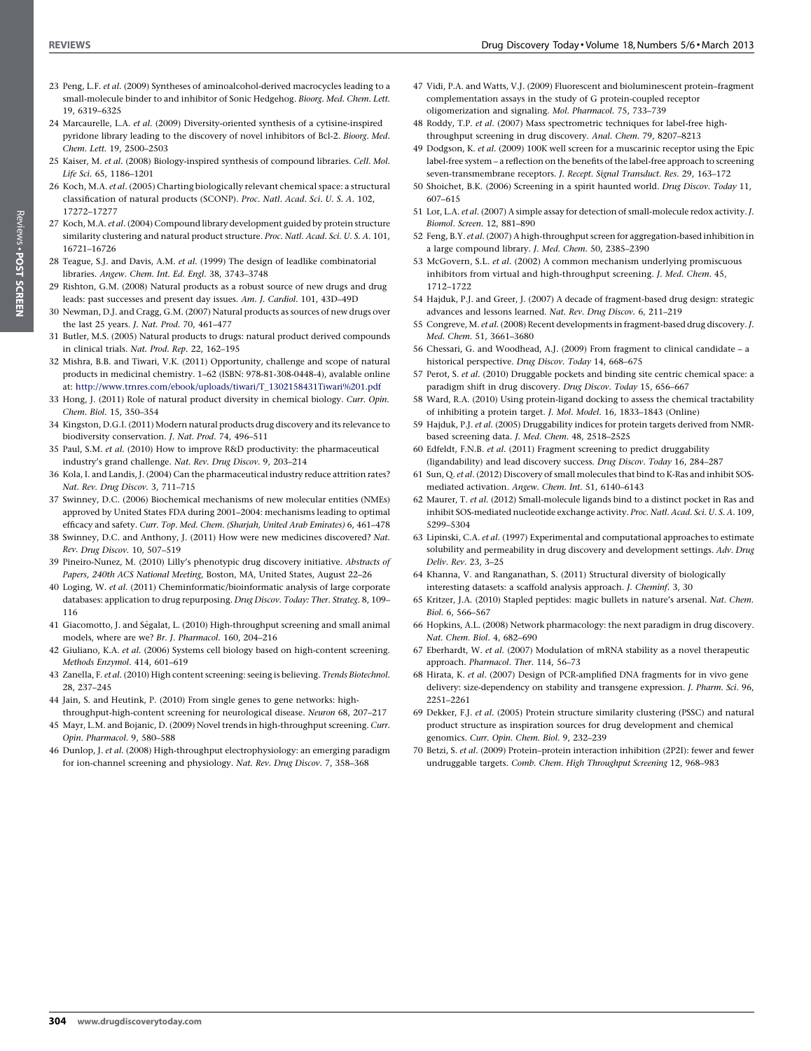23 Peng, L.F. *et al.* (2009) Syntheses of aminoalcohol-derived macrocycles leading to a small-molecule binder to and inhibitor of Sonic Hedgehog. *Bioorg. Med. Chem. Lett.* 19, 6319–6325

24 Marcaurelle, L.A. *et al.* (2009) Diversity-oriented synthesis of a cytisine-inspired pyridone library leading to the discovery of novel inhibitors of Bcl-2. *Bioorg. Med. Chem. Lett.* 19, 2500–2503

25 Kaiser, M. *et al.* (2008) Biology-inspired synthesis of compound libraries. *Cell. Mol. Life Sci.* 65, 1186–1201

26 Koch, M.A. *et al.* (2005) Charting biologically relevant chemical space: a structural classification of natural products (SCONP). *Proc. Natl. Acad. Sci. U. S. A.* 102, 17272–17277

27 Koch, M.A. *et al.* (2004) Compound library development guided by protein structure similarity clustering and natural product structure. *Proc. Natl. Acad. Sci. U. S. A.* 101, 16721–16726

28 Teague, S.J. and Davis, A.M. *et al.* (1999) The design of leadlike combinatorial libraries. *Angew. Chem. Int. Ed. Engl.* 38, 3743–3748

29 Rishton, G.M. (2008) Natural products as a robust source of new drugs and drug leads: past successes and present day issues. *Am. J. Cardiol.* 101, 43D–49D

30 Newman, D.J. and Cragg, G.M. (2007) Natural products as sources of new drugs over the last 25 years. *J. Nat. Prod.* 70, 461–477

31 Butler, M.S. (2005) Natural products to drugs: natural product derived compounds in clinical trials. *Nat. Prod. Rep.* 22, 162–195

32 Mishra, B.B. and Tiwari, V.K. (2011) Opportunity, challenge and scope of natural products in medicinal chemistry. 1–62 (ISBN: 978-81-308-0448-4), avalable online at: http://www.trnres.com/ebook/uploads/tiwari/T_1302158431Tiwari%201.pdf

33 Hong, J. (2011) Role of natural product diversity in chemical biology. *Curr. Opin. Chem. Biol.* 15, 350–354

34 Kingston, D.G.I. (2011) Modern natural products drug discovery and its relevance to biodiversity conservation. *J. Nat. Prod.* 74, 496–511

35 Paul, S.M. *et al.* (2010) How to improve R&D productivity: the pharmaceutical industry's grand challenge. *Nat. Rev. Drug Discov.* 9, 203–214

36 Kola, I. and Landis, J. (2004) Can the pharmaceutical industry reduce attrition rates? *Nat. Rev. Drug Discov.* 3, 711–715

37 Swinney, D.C. (2006) Biochemical mechanisms of new molecular entities (NMEs) approved by United States FDA during 2001–2004: mechanisms leading to optimal efficacy and safety. *Curr. Top. Med. Chem. (Sharjah, United Arab Emirates)* 6, 461–478

38 Swinney, D.C. and Anthony, J. (2011) How were new medicines discovered? *Nat. Rev. Drug Discov.* 10, 507–519

39 Pineiro-Nunez, M. (2010) Lilly's phenotypic drug discovery initiative. *Abstracts of Papers, 240th ACS National Meeting*, Boston, MA, United States, August 22–26

40 Loging, W. *et al.* (2011) Cheminformatic/bioinformatic analysis of large corporate databases: application to drug repurposing. *Drug Discov. Today: Ther. Strateg.* 8, 109–116

41 Giacomotto, J. and Ségalat, L. (2010) High-throughput screening and small animal models, where are we? *Br. J. Pharmacol.* 160, 204–216

42 Giuliano, K.A. *et al.* (2006) Systems cell biology based on high-content screening. *Methods Enzymol.* 414, 601–619

43 Zanella, F. *et al.* (2010) High content screening: seeing is believing. *Trends Biotechnol.* 28, 237–245

44 Jain, S. and Heutink, P. (2010) From single genes to gene networks: high-throughput-high-content screening for neurological disease. *Neuron* 68, 207–217

45 Mayr, L.M. and Bojanic, D. (2009) Novel trends in high-throughput screening. *Curr. Opin. Pharmacol.* 9, 580–588

46 Dunlop, J. *et al.* (2008) High-throughput electrophysiology: an emerging paradigm for ion-channel screening and physiology. *Nat. Rev. Drug Discov.* 7, 358–368

47 Vidi, P.A. and Watts, V.J. (2009) Fluorescent and bioluminescent protein–fragment complementation assays in the study of G protein-coupled receptor oligomerization and signaling. *Mol. Pharmacol.* 75, 733–739

48 Roddy, T.P. *et al.* (2007) Mass spectrometric techniques for label-free high-throughput screening in drug discovery. *Anal. Chem.* 79, 8207–8213

49 Dodgson, K. *et al.* (2009) 100K well screen for a muscarinic receptor using the Epic label-free system – a reflection on the benefits of the label-free approach to screening seven-transmembrane receptors. *J. Recept. Signal Transduct. Res.* 29, 163–172

50 Shoichet, B.K. (2006) Screening in a spirit haunted world. *Drug Discov. Today* 11, 607–615

51 Lor, L.A. *et al.* (2007) A simple assay for detection of small-molecule redox activity. *J. Biomol. Screen.* 12, 881–890

52 Feng, B.Y. *et al.* (2007) A high-throughput screen for aggregation-based inhibition in a large compound library. *J. Med. Chem.* 50, 2385–2390

53 McGovern, S.L. *et al.* (2002) A common mechanism underlying promiscuous inhibitors from virtual and high-throughput screening. *J. Med. Chem.* 45, 1712–1722

54 Hajduk, P.J. and Greer, J. (2007) A decade of fragment-based drug design: strategic advances and lessons learned. *Nat. Rev. Drug Discov.* 6, 211–219

55 Congreve, M. *et al.* (2008) Recent developments in fragment-based drug discovery. *J. Med. Chem.* 51, 3661–3680

56 Chessari, G. and Woodhead, A.J. (2009) From fragment to clinical candidate – a historical perspective. *Drug Discov. Today* 14, 668–675

57 Perot, S. *et al.* (2010) Druggable pockets and binding site centric chemical space: a paradigm shift in drug discovery. *Drug Discov. Today* 15, 656–667

58 Ward, R.A. (2010) Using protein-ligand docking to assess the chemical tractability of inhibiting a protein target. *J. Mol. Model.* 16, 1833–1843 (Online)

59 Hajduk, P.J. *et al.* (2005) Druggability indices for protein targets derived from NMR-based screening data. *J. Med. Chem.* 48, 2518–2525

60 Edfeldt, F.N.B. *et al.* (2011) Fragment screening to predict druggability (ligandability) and lead discovery success. *Drug Discov. Today* 16, 284–287

61 Sun, Q. *et al.* (2012) Discovery of small molecules that bind to K-Ras and inhibit SOS-mediated activation. *Angew. Chem. Int.* 51, 6140–6143

62 Maurer, T. *et al.* (2012) Small-molecule ligands bind to a distinct pocket in Ras and inhibit SOS-mediated nucleotide exchange activity. *Proc. Natl. Acad. Sci. U. S. A.* 109, 5299–5304

63 Lipinski, C.A. *et al.* (1997) Experimental and computational approaches to estimate solubility and permeability in drug discovery and development settings. *Adv. Drug Deliv. Rev.* 23, 3–25

64 Khanna, V. and Ranganathan, S. (2011) Structural diversity of biologically interesting datasets: a scaffold analysis approach. *J. Cheminf.* 3, 30

65 Kritzer, J.A. (2010) Stapled peptides: magic bullets in nature's arsenal. *Nat. Chem. Biol.* 6, 566–567

66 Hopkins, A.L. (2008) Network pharmacology: the next paradigm in drug discovery. *Nat. Chem. Biol.* 4, 682–690

67 Eberhardt, W. *et al.* (2007) Modulation of mRNA stability as a novel therapeutic approach. *Pharmacol. Ther.* 114, 56–73

68 Hirata, K. *et al.* (2007) Design of PCR-amplified DNA fragments for in vivo gene delivery: size-dependency on stability and transgene expression. *J. Pharm. Sci.* 96, 2251–2261

69 Dekker, F.J. *et al.* (2005) Protein structure similarity clustering (PSSC) and natural product structure as inspiration sources for drug development and chemical genomics. *Curr. Opin. Chem. Biol.* 9, 232–239

70 Betzi, S. *et al.* (2009) Protein–protein interaction inhibition (2P2I): fewer and fewer undruggable targets. *Comb. Chem. High Throughput Screening* 12, 968–983